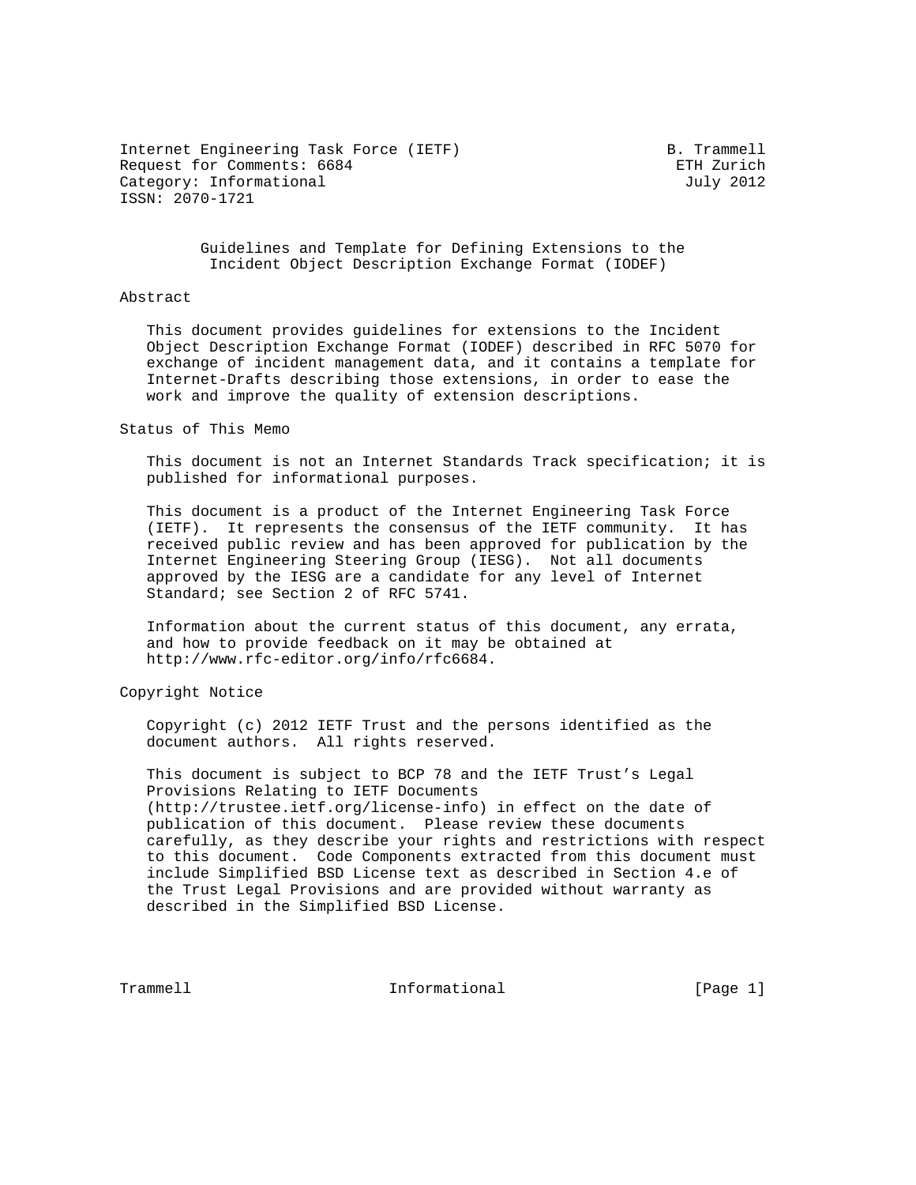Internet Engineering Task Force (IETF)                       B. Trammell
Request for Comments: 6684                                    ETH Zurich
Category: Informational                                        July 2012
ISSN: 2070-1721

# Guidelines and Template for Defining Extensions to the Incident Object Description Exchange Format (IODEF)

## Abstract

This document provides guidelines for extensions to the Incident Object Description Exchange Format (IODEF) described in RFC 5070 for exchange of incident management data, and it contains a template for Internet-Drafts describing those extensions, in order to ease the work and improve the quality of extension descriptions.

## Status of This Memo

This document is not an Internet Standards Track specification; it is published for informational purposes.

This document is a product of the Internet Engineering Task Force (IETF). It represents the consensus of the IETF community. It has received public review and has been approved for publication by the Internet Engineering Steering Group (IESG). Not all documents approved by the IESG are a candidate for any level of Internet Standard; see Section 2 of RFC 5741.

Information about the current status of this document, any errata, and how to provide feedback on it may be obtained at http://www.rfc-editor.org/info/rfc6684.

## Copyright Notice

Copyright (c) 2012 IETF Trust and the persons identified as the document authors. All rights reserved.

This document is subject to BCP 78 and the IETF Trust's Legal Provisions Relating to IETF Documents (http://trustee.ietf.org/license-info) in effect on the date of publication of this document. Please review these documents carefully, as they describe your rights and restrictions with respect to this document. Code Components extracted from this document must include Simplified BSD License text as described in Section 4.e of the Trust Legal Provisions and are provided without warranty as described in the Simplified BSD License.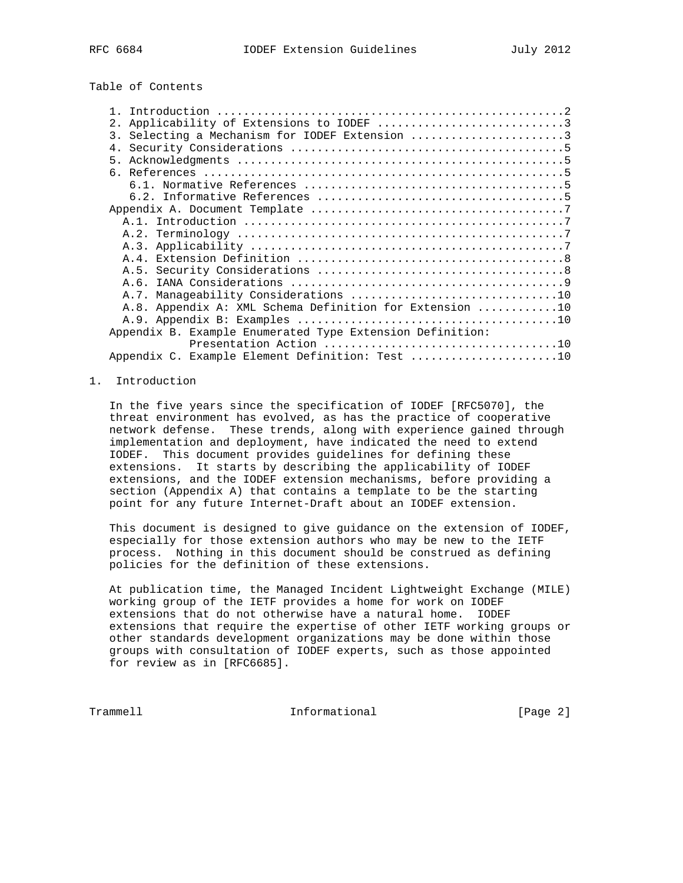## Table of Contents

```
   1. Introduction ....................................................2
   2. Applicability of Extensions to IODEF ............................3
   3. Selecting a Mechanism for IODEF Extension .......................3
   4. Security Considerations .........................................5
   5. Acknowledgments .................................................5
   6. References ......................................................5
      6.1. Normative References .......................................5
      6.2. Informative References .....................................5
   Appendix A. Document Template ......................................7
     A.1. Introduction ................................................7
     A.2. Terminology .................................................7
     A.3. Applicability ...............................................7
     A.4. Extension Definition ........................................8
     A.5. Security Considerations .....................................8
     A.6. IANA Considerations .........................................9
     A.7. Manageability Considerations ...............................10
     A.8. Appendix A: XML Schema Definition for Extension ............10
     A.9. Appendix B: Examples .......................................10
   Appendix B. Example Enumerated Type Extension Definition:
               Presentation Action ...................................10
   Appendix C. Example Element Definition: Test ......................10
```

## 1. Introduction

In the five years since the specification of IODEF [RFC5070], the threat environment has evolved, as has the practice of cooperative network defense. These trends, along with experience gained through implementation and deployment, have indicated the need to extend IODEF. This document provides guidelines for defining these extensions. It starts by describing the applicability of IODEF extensions, and the IODEF extension mechanisms, before providing a section (Appendix A) that contains a template to be the starting point for any future Internet-Draft about an IODEF extension.

This document is designed to give guidance on the extension of IODEF, especially for those extension authors who may be new to the IETF process. Nothing in this document should be construed as defining policies for the definition of these extensions.

At publication time, the Managed Incident Lightweight Exchange (MILE) working group of the IETF provides a home for work on IODEF extensions that do not otherwise have a natural home. IODEF extensions that require the expertise of other IETF working groups or other standards development organizations may be done within those groups with consultation of IODEF experts, such as those appointed for review as in [RFC6685].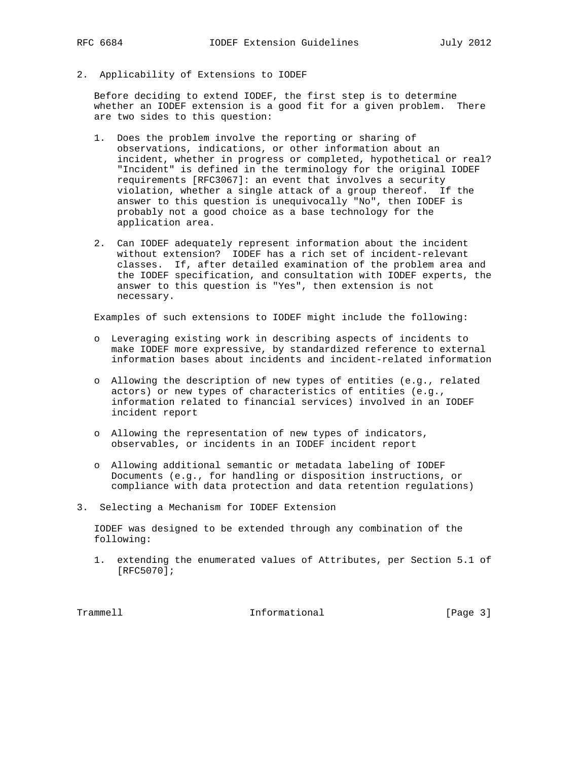## 2. Applicability of Extensions to IODEF

Before deciding to extend IODEF, the first step is to determine whether an IODEF extension is a good fit for a given problem. There are two sides to this question:

1. Does the problem involve the reporting or sharing of observations, indications, or other information about an incident, whether in progress or completed, hypothetical or real? "Incident" is defined in the terminology for the original IODEF requirements [RFC3067]: an event that involves a security violation, whether a single attack of a group thereof. If the answer to this question is unequivocally "No", then IODEF is probably not a good choice as a base technology for the application area.

2. Can IODEF adequately represent information about the incident without extension? IODEF has a rich set of incident-relevant classes. If, after detailed examination of the problem area and the IODEF specification, and consultation with IODEF experts, the answer to this question is "Yes", then extension is not necessary.

Examples of such extensions to IODEF might include the following:

- Leveraging existing work in describing aspects of incidents to make IODEF more expressive, by standardized reference to external information bases about incidents and incident-related information
- Allowing the description of new types of entities (e.g., related actors) or new types of characteristics of entities (e.g., information related to financial services) involved in an IODEF incident report
- Allowing the representation of new types of indicators, observables, or incidents in an IODEF incident report
- Allowing additional semantic or metadata labeling of IODEF Documents (e.g., for handling or disposition instructions, or compliance with data protection and data retention regulations)

## 3. Selecting a Mechanism for IODEF Extension

IODEF was designed to be extended through any combination of the following:

1. extending the enumerated values of Attributes, per Section 5.1 of [RFC5070];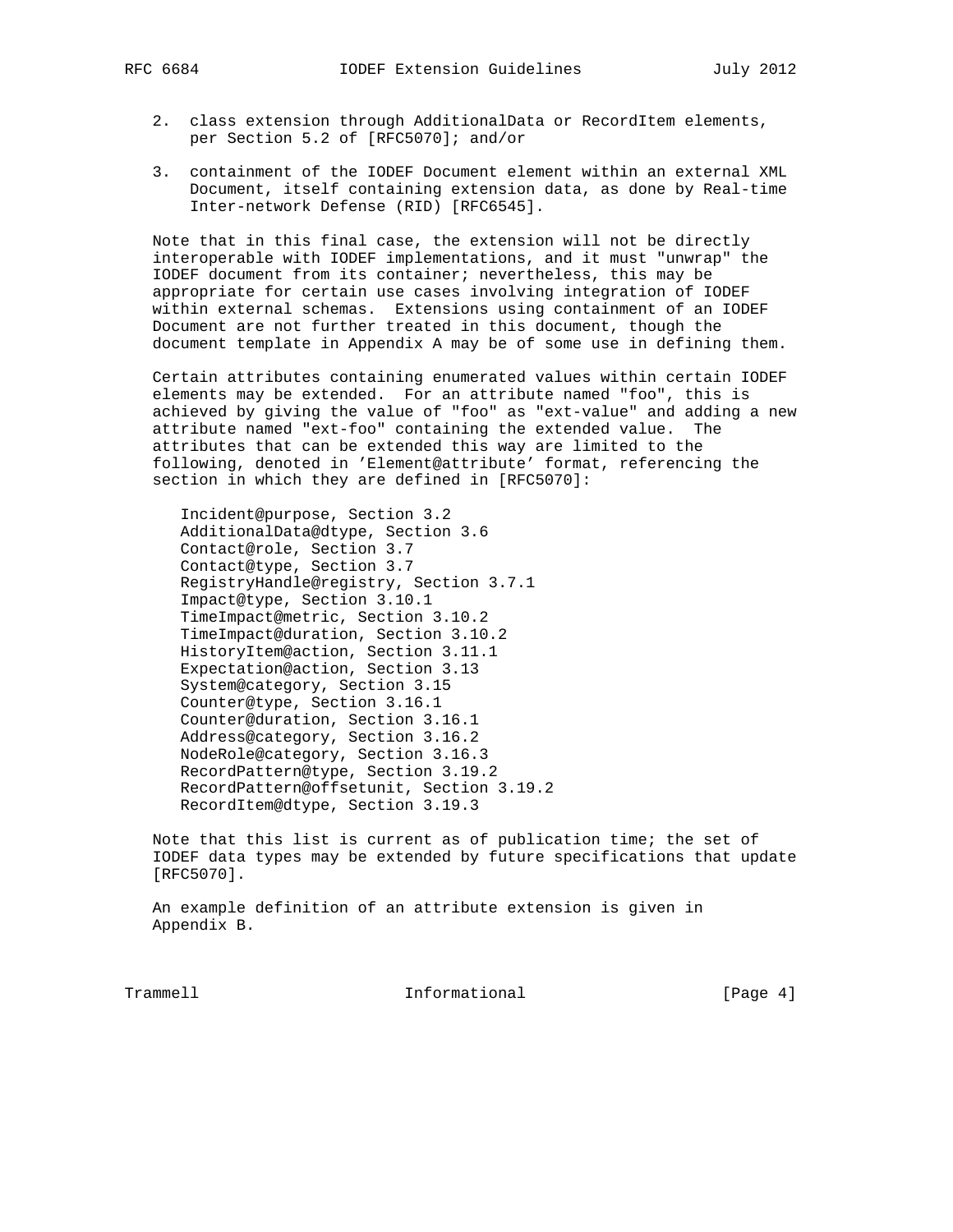2. class extension through AdditionalData or RecordItem elements, per Section 5.2 of [RFC5070]; and/or

3. containment of the IODEF Document element within an external XML Document, itself containing extension data, as done by Real-time Inter-network Defense (RID) [RFC6545].

Note that in this final case, the extension will not be directly interoperable with IODEF implementations, and it must "unwrap" the IODEF document from its container; nevertheless, this may be appropriate for certain use cases involving integration of IODEF within external schemas. Extensions using containment of an IODEF Document are not further treated in this document, though the document template in Appendix A may be of some use in defining them.

Certain attributes containing enumerated values within certain IODEF elements may be extended. For an attribute named "foo", this is achieved by giving the value of "foo" as "ext-value" and adding a new attribute named "ext-foo" containing the extended value. The attributes that can be extended this way are limited to the following, denoted in 'Element@attribute' format, referencing the section in which they are defined in [RFC5070]:

```
Incident@purpose, Section 3.2
AdditionalData@dtype, Section 3.6
Contact@role, Section 3.7
Contact@type, Section 3.7
RegistryHandle@registry, Section 3.7.1
Impact@type, Section 3.10.1
TimeImpact@metric, Section 3.10.2
TimeImpact@duration, Section 3.10.2
HistoryItem@action, Section 3.11.1
Expectation@action, Section 3.13
System@category, Section 3.15
Counter@type, Section 3.16.1
Counter@duration, Section 3.16.1
Address@category, Section 3.16.2
NodeRole@category, Section 3.16.3
RecordPattern@type, Section 3.19.2
RecordPattern@offsetunit, Section 3.19.2
RecordItem@dtype, Section 3.19.3
```

Note that this list is current as of publication time; the set of IODEF data types may be extended by future specifications that update [RFC5070].

An example definition of an attribute extension is given in Appendix B.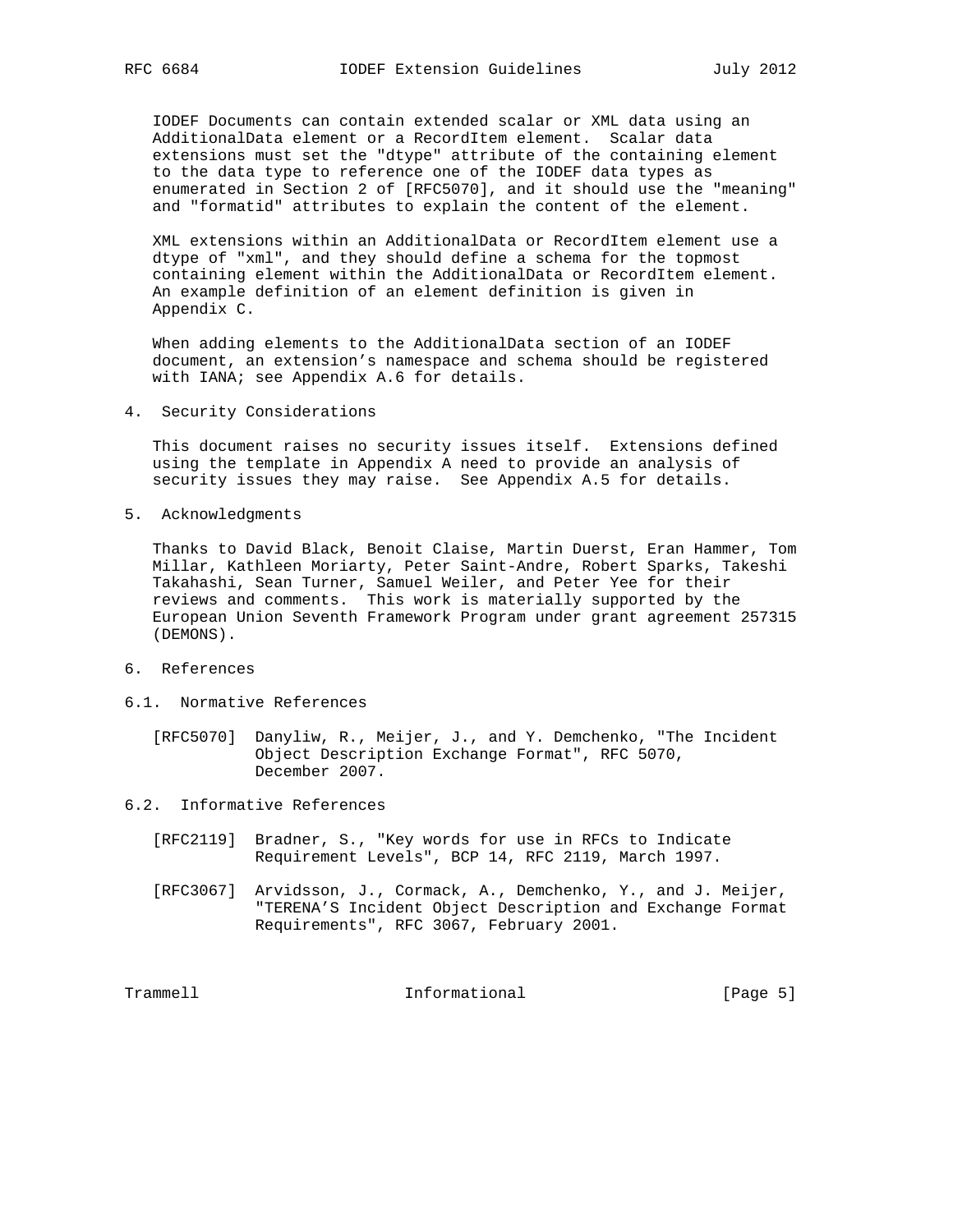IODEF Documents can contain extended scalar or XML data using an AdditionalData element or a RecordItem element. Scalar data extensions must set the "dtype" attribute of the containing element to the data type to reference one of the IODEF data types as enumerated in Section 2 of [RFC5070], and it should use the "meaning" and "formatid" attributes to explain the content of the element.

XML extensions within an AdditionalData or RecordItem element use a dtype of "xml", and they should define a schema for the topmost containing element within the AdditionalData or RecordItem element. An example definition of an element definition is given in Appendix C.

When adding elements to the AdditionalData section of an IODEF document, an extension's namespace and schema should be registered with IANA; see Appendix A.6 for details.

## 4. Security Considerations

This document raises no security issues itself. Extensions defined using the template in Appendix A need to provide an analysis of security issues they may raise. See Appendix A.5 for details.

## 5. Acknowledgments

Thanks to David Black, Benoit Claise, Martin Duerst, Eran Hammer, Tom Millar, Kathleen Moriarty, Peter Saint-Andre, Robert Sparks, Takeshi Takahashi, Sean Turner, Samuel Weiler, and Peter Yee for their reviews and comments. This work is materially supported by the European Union Seventh Framework Program under grant agreement 257315 (DEMONS).

## 6. References

### 6.1. Normative References

[RFC5070] Danyliw, R., Meijer, J., and Y. Demchenko, "The Incident Object Description Exchange Format", RFC 5070, December 2007.

### 6.2. Informative References

[RFC2119] Bradner, S., "Key words for use in RFCs to Indicate Requirement Levels", BCP 14, RFC 2119, March 1997.

[RFC3067] Arvidsson, J., Cormack, A., Demchenko, Y., and J. Meijer, "TERENA'S Incident Object Description and Exchange Format Requirements", RFC 3067, February 2001.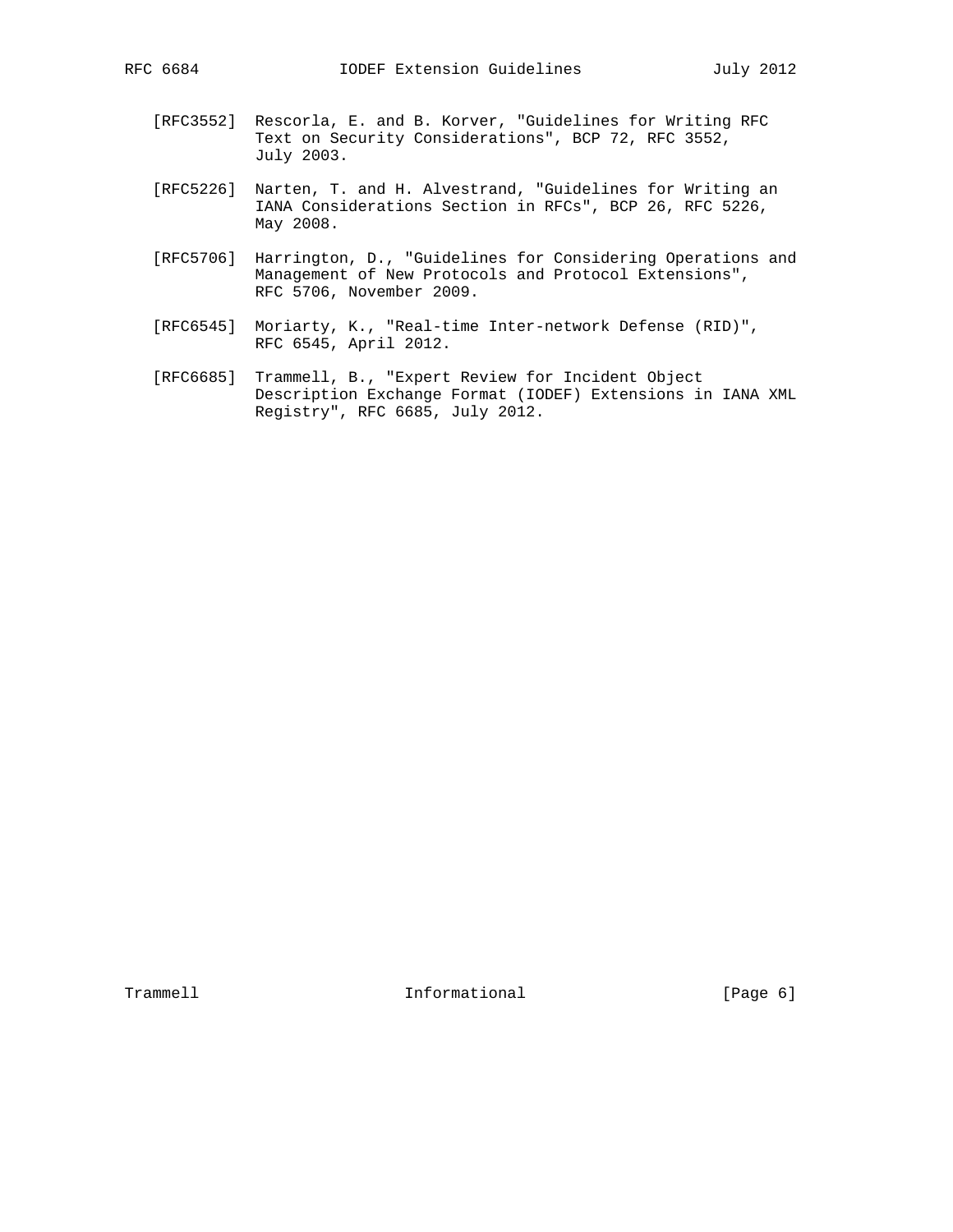[RFC3552] Rescorla, E. and B. Korver, "Guidelines for Writing RFC Text on Security Considerations", BCP 72, RFC 3552, July 2003.

[RFC5226] Narten, T. and H. Alvestrand, "Guidelines for Writing an IANA Considerations Section in RFCs", BCP 26, RFC 5226, May 2008.

[RFC5706] Harrington, D., "Guidelines for Considering Operations and Management of New Protocols and Protocol Extensions", RFC 5706, November 2009.

[RFC6545] Moriarty, K., "Real-time Inter-network Defense (RID)", RFC 6545, April 2012.

[RFC6685] Trammell, B., "Expert Review for Incident Object Description Exchange Format (IODEF) Extensions in IANA XML Registry", RFC 6685, July 2012.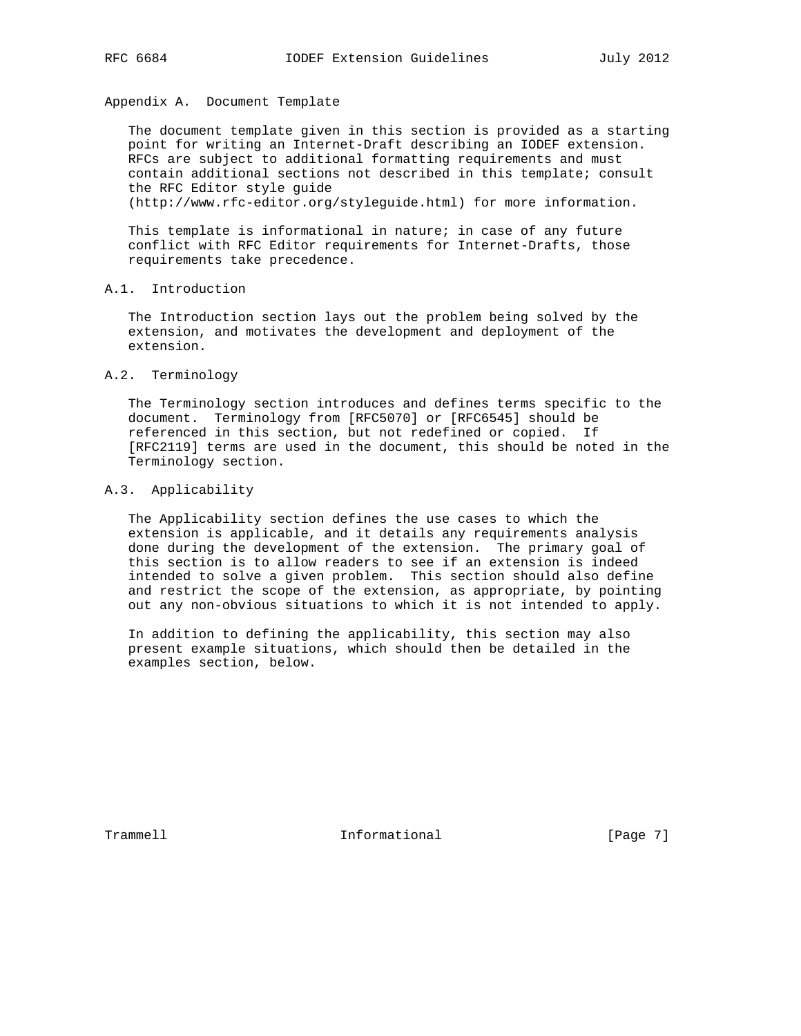# Appendix A. Document Template

The document template given in this section is provided as a starting point for writing an Internet-Draft describing an IODEF extension. RFCs are subject to additional formatting requirements and must contain additional sections not described in this template; consult the RFC Editor style guide (http://www.rfc-editor.org/styleguide.html) for more information.

This template is informational in nature; in case of any future conflict with RFC Editor requirements for Internet-Drafts, those requirements take precedence.

## A.1. Introduction

The Introduction section lays out the problem being solved by the extension, and motivates the development and deployment of the extension.

## A.2. Terminology

The Terminology section introduces and defines terms specific to the document. Terminology from [RFC5070] or [RFC6545] should be referenced in this section, but not redefined or copied. If [RFC2119] terms are used in the document, this should be noted in the Terminology section.

## A.3. Applicability

The Applicability section defines the use cases to which the extension is applicable, and it details any requirements analysis done during the development of the extension. The primary goal of this section is to allow readers to see if an extension is indeed intended to solve a given problem. This section should also define and restrict the scope of the extension, as appropriate, by pointing out any non-obvious situations to which it is not intended to apply.

In addition to defining the applicability, this section may also present example situations, which should then be detailed in the examples section, below.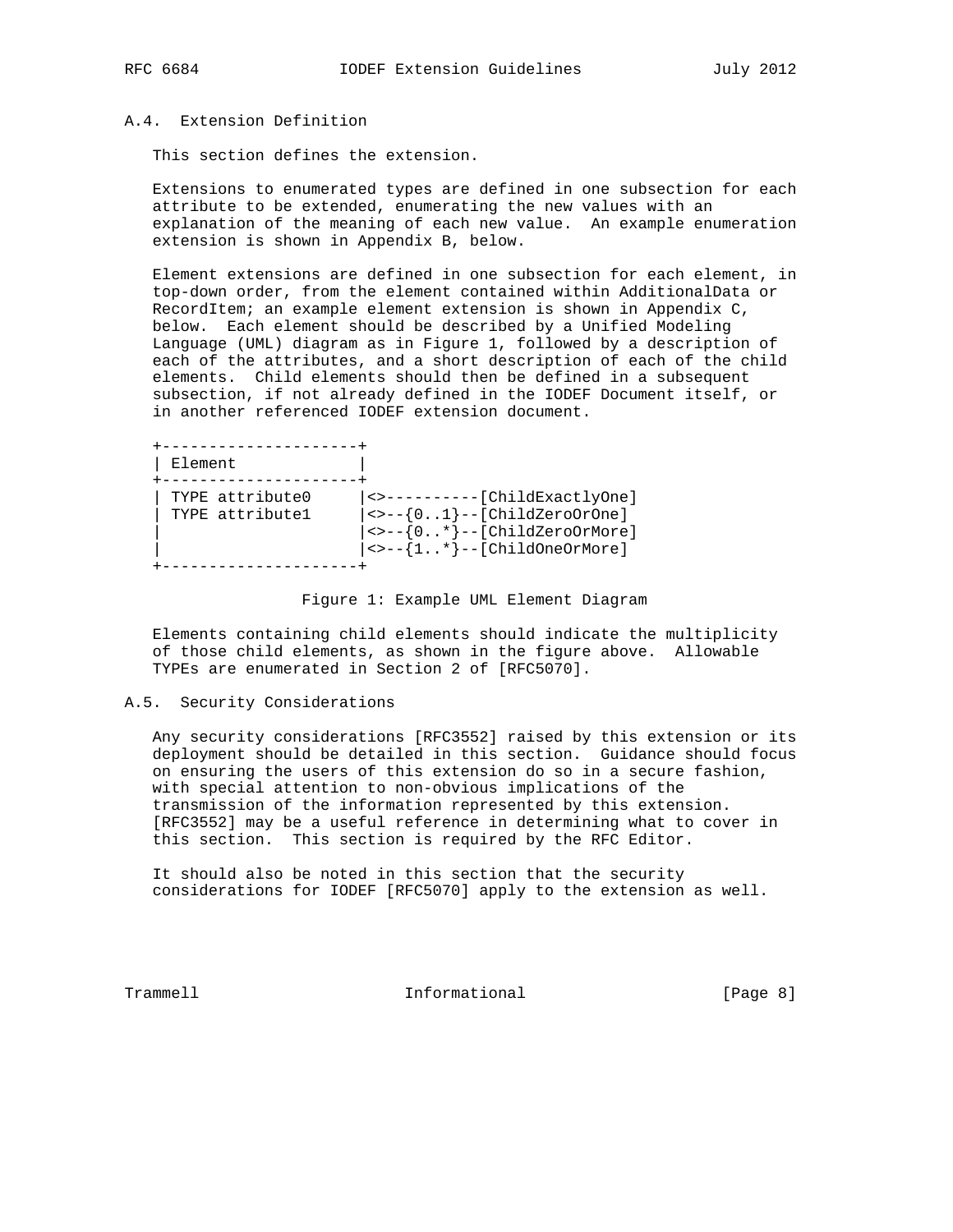## A.4. Extension Definition

This section defines the extension.

Extensions to enumerated types are defined in one subsection for each attribute to be extended, enumerating the new values with an explanation of the meaning of each new value. An example enumeration extension is shown in Appendix B, below.

Element extensions are defined in one subsection for each element, in top-down order, from the element contained within AdditionalData or RecordItem; an example element extension is shown in Appendix C, below. Each element should be described by a Unified Modeling Language (UML) diagram as in Figure 1, followed by a description of each of the attributes, and a short description of each of the child elements. Child elements should then be defined in a subsequent subsection, if not already defined in the IODEF Document itself, or in another referenced IODEF extension document.

```
+---------------------+
| Element             |
+---------------------+
| TYPE attribute0     |<>----------[ChildExactlyOne]
| TYPE attribute1     |<>--{0..1}--[ChildZeroOrOne]
|                     |<>--{0..*}--[ChildZeroOrMore]
|                     |<>--{1..*}--[ChildOneOrMore]
+---------------------+
```

Figure 1: Example UML Element Diagram

Elements containing child elements should indicate the multiplicity of those child elements, as shown in the figure above. Allowable TYPEs are enumerated in Section 2 of [RFC5070].

## A.5. Security Considerations

Any security considerations [RFC3552] raised by this extension or its deployment should be detailed in this section. Guidance should focus on ensuring the users of this extension do so in a secure fashion, with special attention to non-obvious implications of the transmission of the information represented by this extension. [RFC3552] may be a useful reference in determining what to cover in this section. This section is required by the RFC Editor.

It should also be noted in this section that the security considerations for IODEF [RFC5070] apply to the extension as well.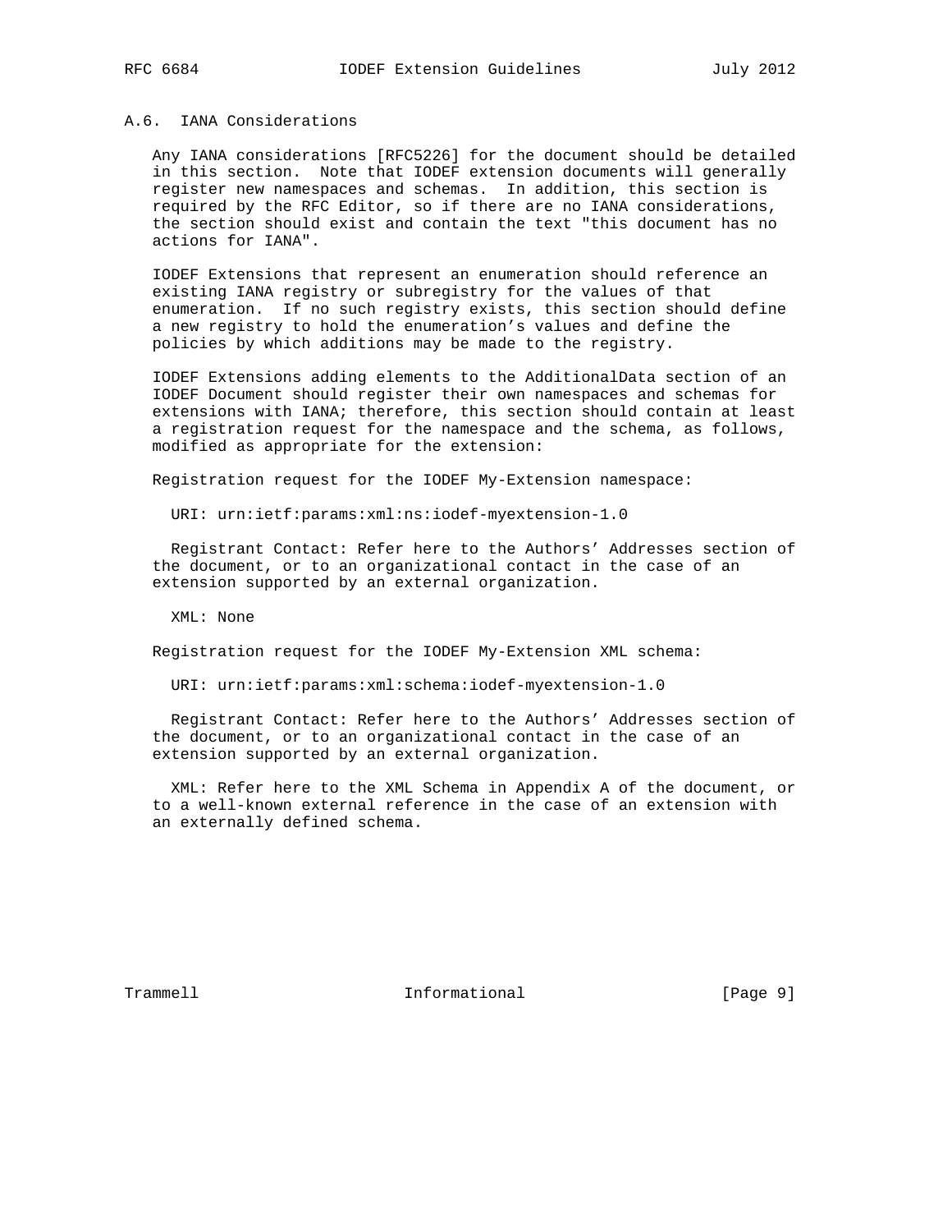## A.6. IANA Considerations

Any IANA considerations [RFC5226] for the document should be detailed in this section. Note that IODEF extension documents will generally register new namespaces and schemas. In addition, this section is required by the RFC Editor, so if there are no IANA considerations, the section should exist and contain the text "this document has no actions for IANA".

IODEF Extensions that represent an enumeration should reference an existing IANA registry or subregistry for the values of that enumeration. If no such registry exists, this section should define a new registry to hold the enumeration's values and define the policies by which additions may be made to the registry.

IODEF Extensions adding elements to the AdditionalData section of an IODEF Document should register their own namespaces and schemas for extensions with IANA; therefore, this section should contain at least a registration request for the namespace and the schema, as follows, modified as appropriate for the extension:

Registration request for the IODEF My-Extension namespace:

URI: urn:ietf:params:xml:ns:iodef-myextension-1.0

Registrant Contact: Refer here to the Authors' Addresses section of the document, or to an organizational contact in the case of an extension supported by an external organization.

XML: None

Registration request for the IODEF My-Extension XML schema:

URI: urn:ietf:params:xml:schema:iodef-myextension-1.0

Registrant Contact: Refer here to the Authors' Addresses section of the document, or to an organizational contact in the case of an extension supported by an external organization.

XML: Refer here to the XML Schema in Appendix A of the document, or to a well-known external reference in the case of an extension with an externally defined schema.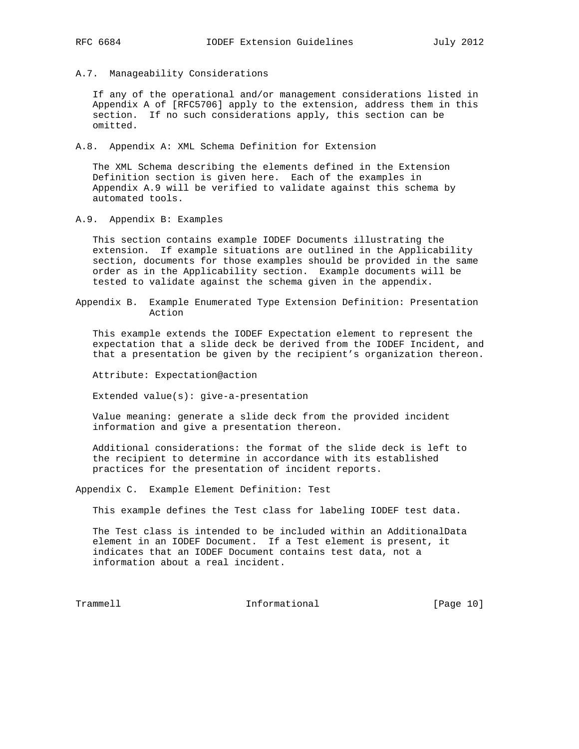### A.7. Manageability Considerations

If any of the operational and/or management considerations listed in Appendix A of [RFC5706] apply to the extension, address them in this section. If no such considerations apply, this section can be omitted.

### A.8. Appendix A: XML Schema Definition for Extension

The XML Schema describing the elements defined in the Extension Definition section is given here. Each of the examples in Appendix A.9 will be verified to validate against this schema by automated tools.

### A.9. Appendix B: Examples

This section contains example IODEF Documents illustrating the extension. If example situations are outlined in the Applicability section, documents for those examples should be provided in the same order as in the Applicability section. Example documents will be tested to validate against the schema given in the appendix.

## Appendix B. Example Enumerated Type Extension Definition: Presentation Action

This example extends the IODEF Expectation element to represent the expectation that a slide deck be derived from the IODEF Incident, and that a presentation be given by the recipient's organization thereon.

Attribute: Expectation@action

Extended value(s): give-a-presentation

Value meaning: generate a slide deck from the provided incident information and give a presentation thereon.

Additional considerations: the format of the slide deck is left to the recipient to determine in accordance with its established practices for the presentation of incident reports.

## Appendix C. Example Element Definition: Test

This example defines the Test class for labeling IODEF test data.

The Test class is intended to be included within an AdditionalData element in an IODEF Document. If a Test element is present, it indicates that an IODEF Document contains test data, not a information about a real incident.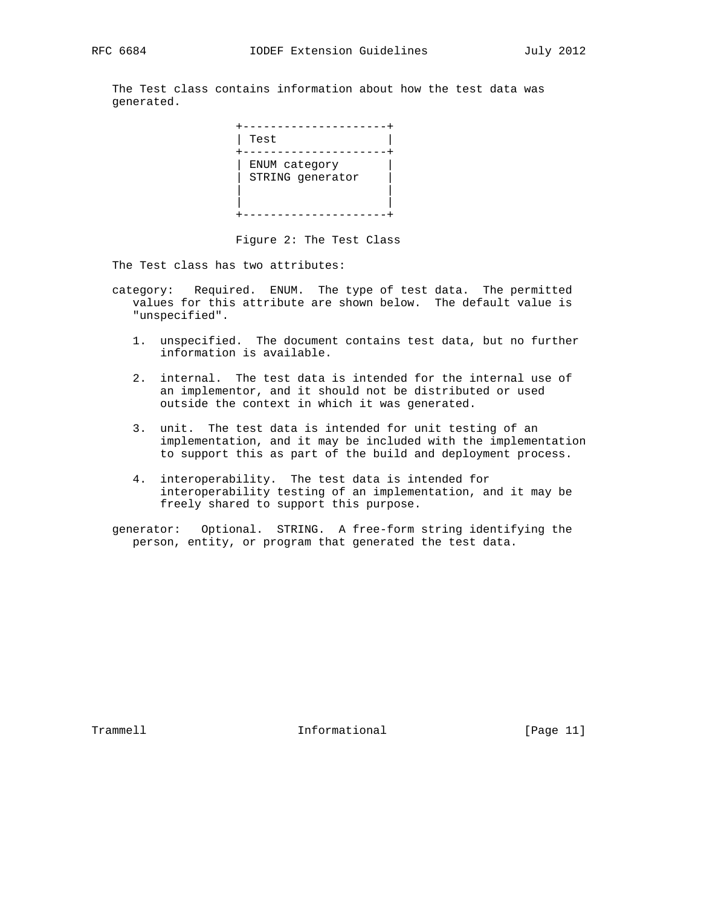The Test class contains information about how the test data was generated.

```
+---------------------+
| Test                |
+---------------------+
| ENUM category       |
| STRING generator    |
|                     |
|                     |
+---------------------+
```

Figure 2: The Test Class

The Test class has two attributes:

category: Required. ENUM. The type of test data. The permitted values for this attribute are shown below. The default value is "unspecified".

1. unspecified. The document contains test data, but no further information is available.

2. internal. The test data is intended for the internal use of an implementor, and it should not be distributed or used outside the context in which it was generated.

3. unit. The test data is intended for unit testing of an implementation, and it may be included with the implementation to support this as part of the build and deployment process.

4. interoperability. The test data is intended for interoperability testing of an implementation, and it may be freely shared to support this purpose.

generator: Optional. STRING. A free-form string identifying the person, entity, or program that generated the test data.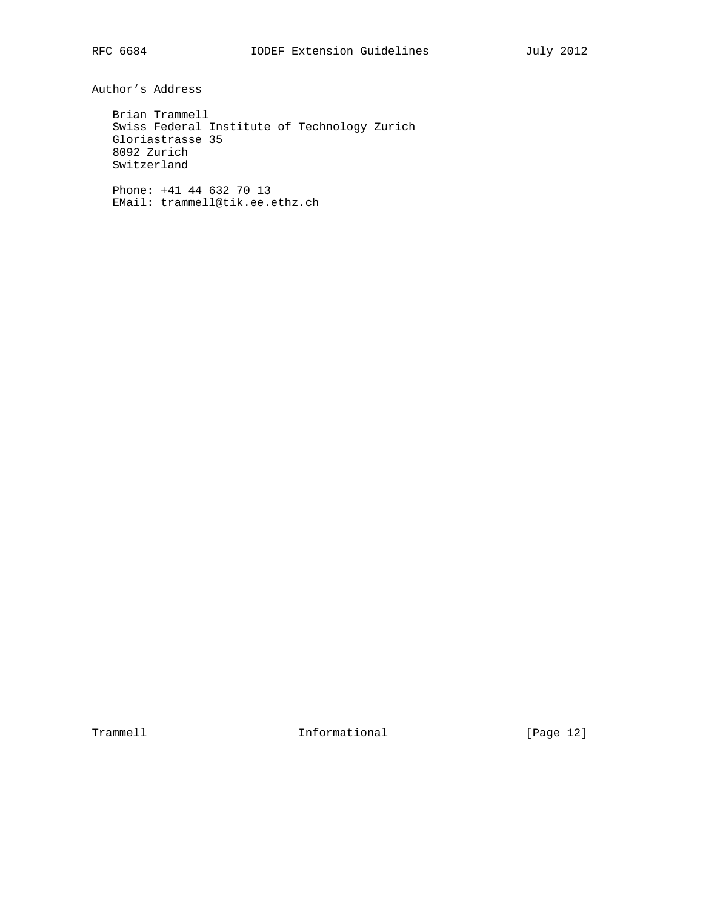## Author's Address

Brian Trammell
Swiss Federal Institute of Technology Zurich
Gloriastrasse 35
8092 Zurich
Switzerland

Phone: +41 44 632 70 13
EMail: trammell@tik.ee.ethz.ch